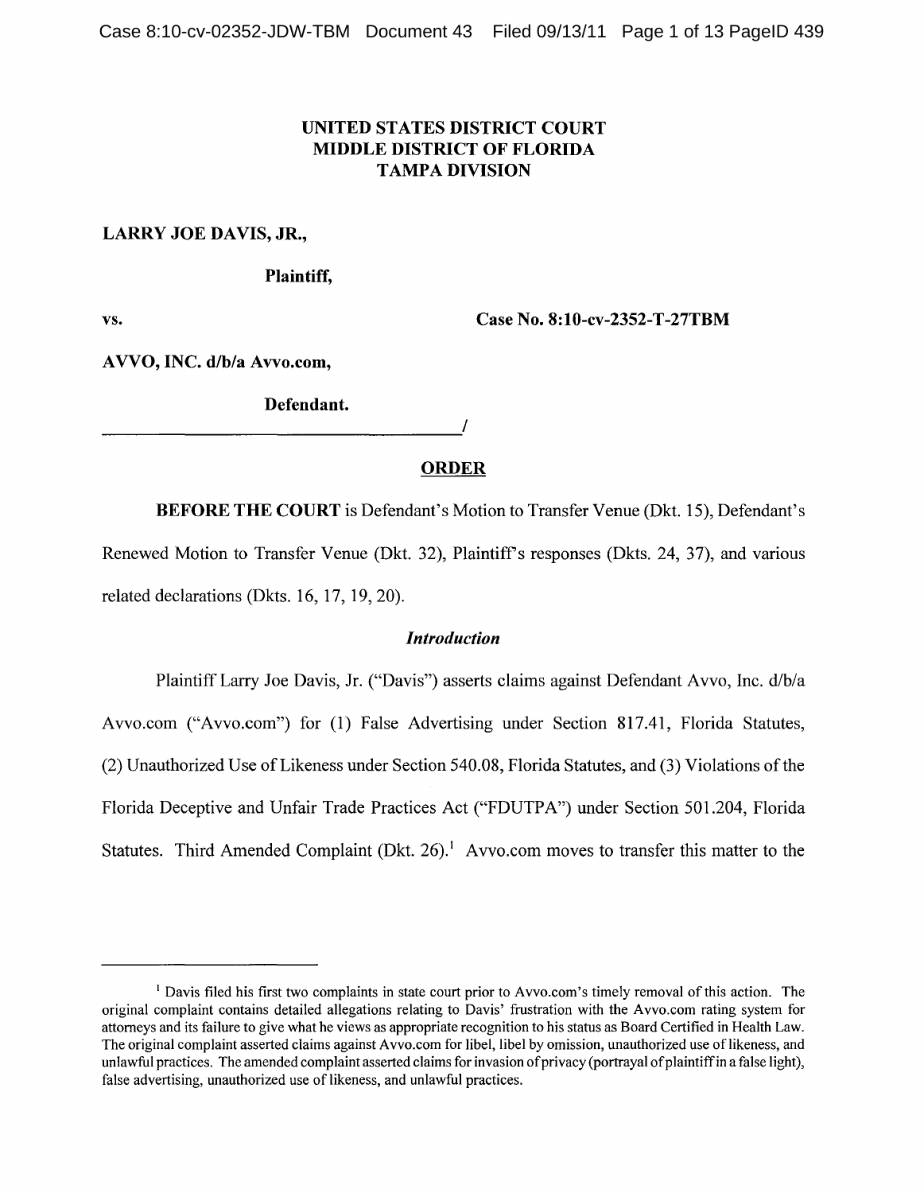**UNITED STATES DISTRICT COURT**
**MIDDLE DISTRICT OF FLORIDA**
**TAMPA DIVISION**

**LARRY JOE DAVIS, JR.,**

**Plaintiff,**

**vs.** **Case No. 8:10-cv-2352-T-27TBM**

**AVVO, INC. d/b/a Avvo.com,**

**Defendant.**

_______________________________________/

## ORDER

**BEFORE THE COURT** is Defendant's Motion to Transfer Venue (Dkt. 15), Defendant's Renewed Motion to Transfer Venue (Dkt. 32), Plaintiff's responses (Dkts. 24, 37), and various related declarations (Dkts. 16, 17, 19, 20).

### *Introduction*

Plaintiff Larry Joe Davis, Jr. ("Davis") asserts claims against Defendant Avvo, Inc. d/b/a Avvo.com ("Avvo.com") for (1) False Advertising under Section 817.41, Florida Statutes, (2) Unauthorized Use of Likeness under Section 540.08, Florida Statutes, and (3) Violations of the Florida Deceptive and Unfair Trade Practices Act ("FDUTPA") under Section 501.204, Florida Statutes. Third Amended Complaint (Dkt. 26).[1] Avvo.com moves to transfer this matter to the

---

[1] Davis filed his first two complaints in state court prior to Avvo.com's timely removal of this action. The original complaint contains detailed allegations relating to Davis' frustration with the Avvo.com rating system for attorneys and its failure to give what he views as appropriate recognition to his status as Board Certified in Health Law. The original complaint asserted claims against Avvo.com for libel, libel by omission, unauthorized use of likeness, and unlawful practices. The amended complaint asserted claims for invasion of privacy (portrayal of plaintiff in a false light), false advertising, unauthorized use of likeness, and unlawful practices.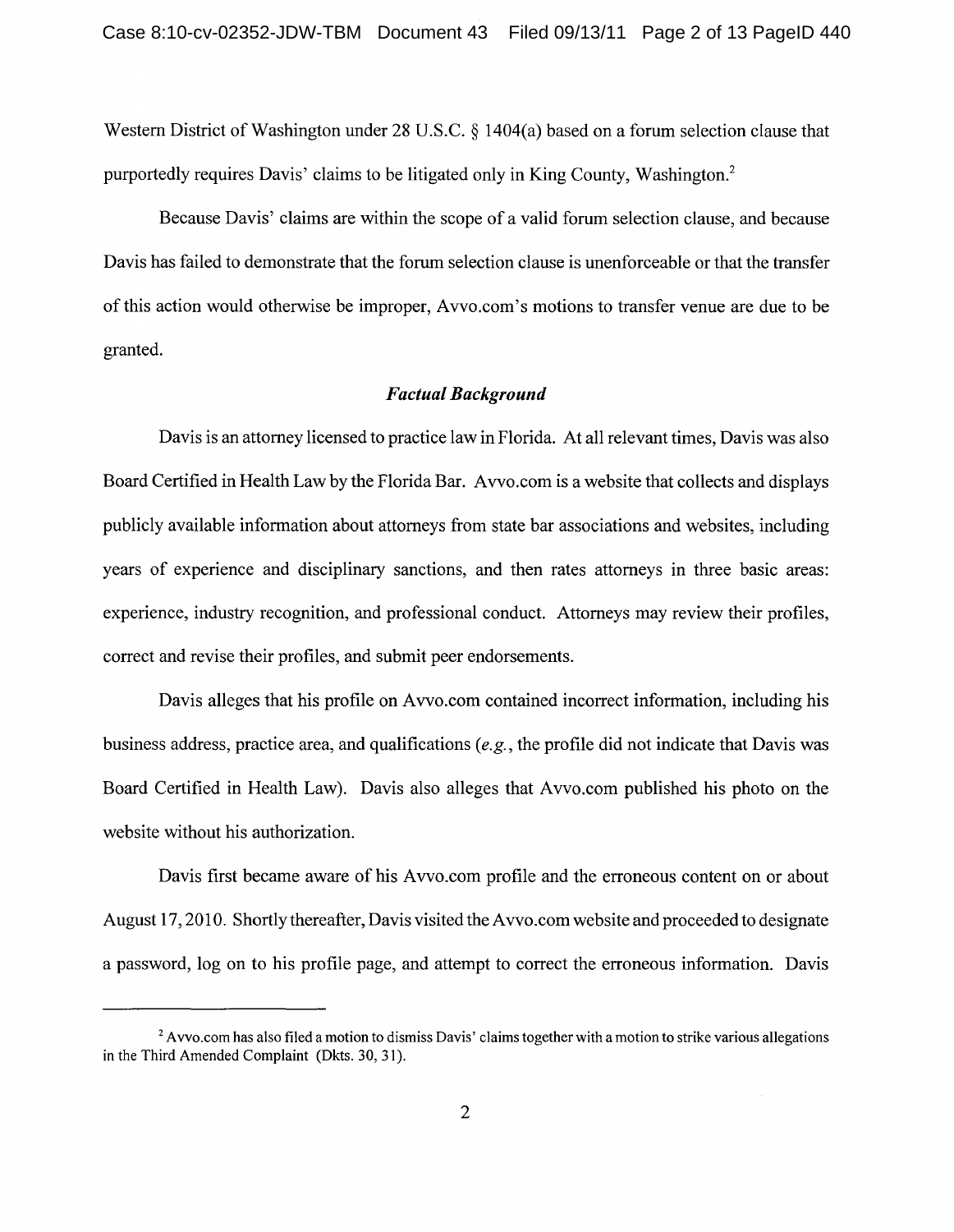Western District of Washington under 28 U.S.C. § 1404(a) based on a forum selection clause that purportedly requires Davis' claims to be litigated only in King County, Washington.[2]

Because Davis' claims are within the scope of a valid forum selection clause, and because Davis has failed to demonstrate that the forum selection clause is unenforceable or that the transfer of this action would otherwise be improper, Avvo.com's motions to transfer venue are due to be granted.

### *Factual Background*

Davis is an attorney licensed to practice law in Florida. At all relevant times, Davis was also Board Certified in Health Law by the Florida Bar. Avvo.com is a website that collects and displays publicly available information about attorneys from state bar associations and websites, including years of experience and disciplinary sanctions, and then rates attorneys in three basic areas: experience, industry recognition, and professional conduct. Attorneys may review their profiles, correct and revise their profiles, and submit peer endorsements.

Davis alleges that his profile on Avvo.com contained incorrect information, including his business address, practice area, and qualifications (*e.g.*, the profile did not indicate that Davis was Board Certified in Health Law). Davis also alleges that Avvo.com published his photo on the website without his authorization.

Davis first became aware of his Avvo.com profile and the erroneous content on or about August 17, 2010. Shortly thereafter, Davis visited the Avvo.com website and proceeded to designate a password, log on to his profile page, and attempt to correct the erroneous information. Davis

---

[2] Avvo.com has also filed a motion to dismiss Davis' claims together with a motion to strike various allegations in the Third Amended Complaint (Dkts. 30, 31).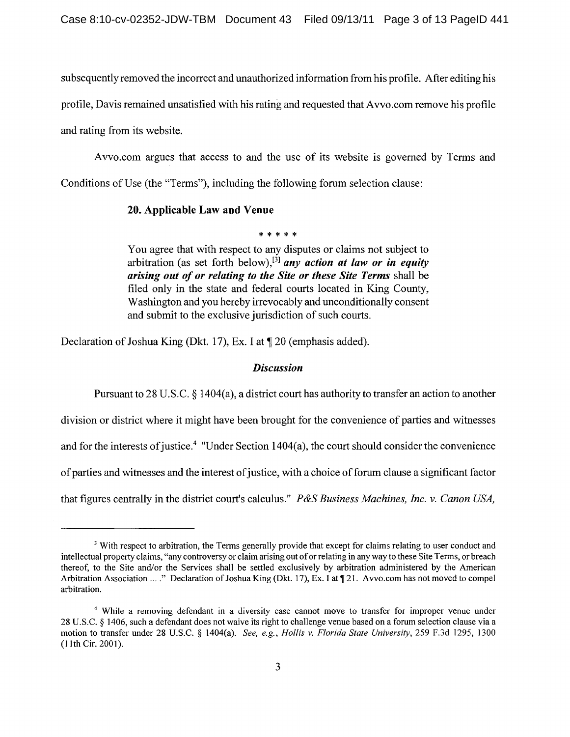subsequently removed the incorrect and unauthorized information from his profile. After editing his profile, Davis remained unsatisfied with his rating and requested that Avvo.com remove his profile and rating from its website.

Avvo.com argues that access to and the use of its website is governed by Terms and Conditions of Use (the "Terms"), including the following forum selection clause:

> **20. Applicable Law and Venue**
>
> \* \* \* \* \*
>
> You agree that with respect to any disputes or claims not subject to arbitration (as set forth below),[3] ***any action at law or in equity arising out of or relating to the Site or these Site Terms*** shall be filed only in the state and federal courts located in King County, Washington and you hereby irrevocably and unconditionally consent and submit to the exclusive jurisdiction of such courts.

Declaration of Joshua King (Dkt. 17), Ex. I at ¶ 20 (emphasis added).

### ***Discussion***

Pursuant to 28 U.S.C. § 1404(a), a district court has authority to transfer an action to another division or district where it might have been brought for the convenience of parties and witnesses and for the interests of justice.[4] "Under Section 1404(a), the court should consider the convenience of parties and witnesses and the interest of justice, with a choice of forum clause a significant factor that figures centrally in the district court's calculus." *P&S Business Machines, Inc. v. Canon USA,*

---

[3] With respect to arbitration, the Terms generally provide that except for claims relating to user conduct and intellectual property claims, "any controversy or claim arising out of or relating in any way to these Site Terms, or breach thereof, to the Site and/or the Services shall be settled exclusively by arbitration administered by the American Arbitration Association ... ." Declaration of Joshua King (Dkt. 17), Ex. I at ¶ 21. Avvo.com has not moved to compel arbitration.

[4] While a removing defendant in a diversity case cannot move to transfer for improper venue under 28 U.S.C. § 1406, such a defendant does not waive its right to challenge venue based on a forum selection clause via a motion to transfer under 28 U.S.C. § 1404(a). *See, e.g., Hollis v. Florida State University*, 259 F.3d 1295, 1300 (11th Cir. 2001).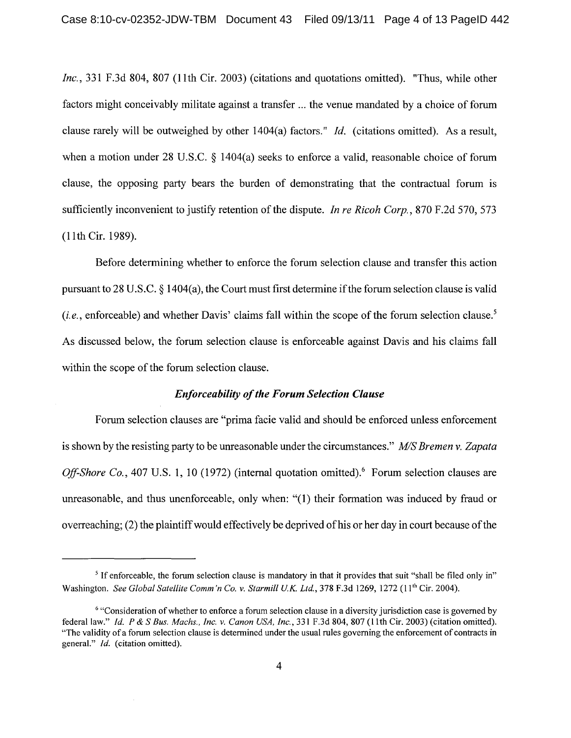*Inc.*, 331 F.3d 804, 807 (11th Cir. 2003) (citations and quotations omitted). "Thus, while other factors might conceivably militate against a transfer ... the venue mandated by a choice of forum clause rarely will be outweighed by other 1404(a) factors." *Id.* (citations omitted). As a result, when a motion under 28 U.S.C. § 1404(a) seeks to enforce a valid, reasonable choice of forum clause, the opposing party bears the burden of demonstrating that the contractual forum is sufficiently inconvenient to justify retention of the dispute. *In re Ricoh Corp.*, 870 F.2d 570, 573 (11th Cir. 1989).

Before determining whether to enforce the forum selection clause and transfer this action pursuant to 28 U.S.C. § 1404(a), the Court must first determine if the forum selection clause is valid (*i.e.*, enforceable) and whether Davis' claims fall within the scope of the forum selection clause.[5] As discussed below, the forum selection clause is enforceable against Davis and his claims fall within the scope of the forum selection clause.

### *Enforceability of the Forum Selection Clause*

Forum selection clauses are "prima facie valid and should be enforced unless enforcement is shown by the resisting party to be unreasonable under the circumstances." *M/S Bremen v. Zapata Off-Shore Co.*, 407 U.S. 1, 10 (1972) (internal quotation omitted).[6] Forum selection clauses are unreasonable, and thus unenforceable, only when: "(1) their formation was induced by fraud or overreaching; (2) the plaintiff would effectively be deprived of his or her day in court because of the

---

[5] If enforceable, the forum selection clause is mandatory in that it provides that suit "shall be filed only in" Washington. *See Global Satellite Comm'n Co. v. Starmill U.K. Ltd.*, 378 F.3d 1269, 1272 (11th Cir. 2004).

[6] "Consideration of whether to enforce a forum selection clause in a diversity jurisdiction case is governed by federal law." *Id. P & S Bus. Machs., Inc. v. Canon USA, Inc.*, 331 F.3d 804, 807 (11th Cir. 2003) (citation omitted). "The validity of a forum selection clause is determined under the usual rules governing the enforcement of contracts in general." *Id.* (citation omitted).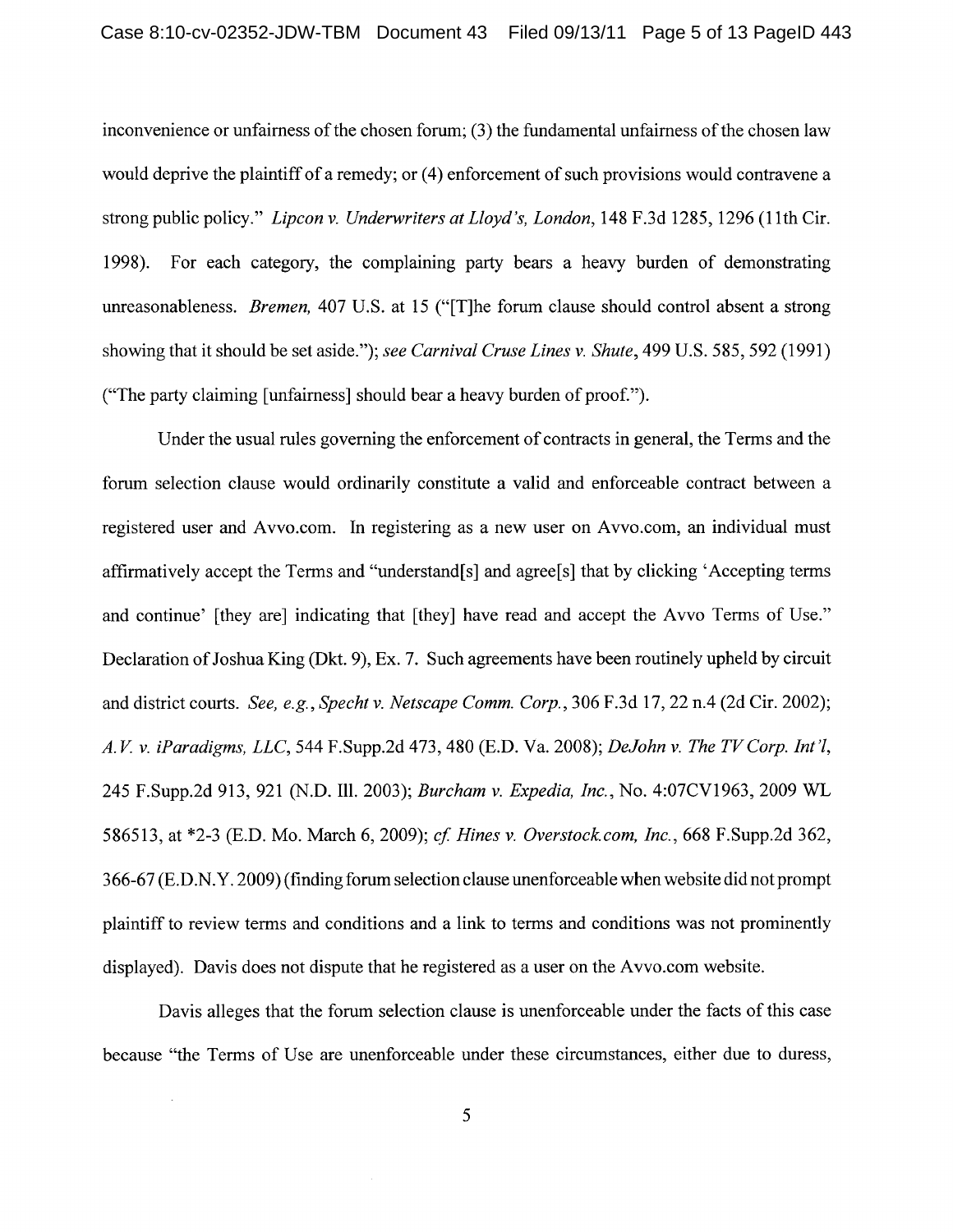inconvenience or unfairness of the chosen forum; (3) the fundamental unfairness of the chosen law would deprive the plaintiff of a remedy; or (4) enforcement of such provisions would contravene a strong public policy." *Lipcon v. Underwriters at Lloyd's, London*, 148 F.3d 1285, 1296 (11th Cir. 1998). For each category, the complaining party bears a heavy burden of demonstrating unreasonableness. *Bremen*, 407 U.S. at 15 ("[T]he forum clause should control absent a strong showing that it should be set aside."); *see Carnival Cruse Lines v. Shute*, 499 U.S. 585, 592 (1991) ("The party claiming [unfairness] should bear a heavy burden of proof.").

Under the usual rules governing the enforcement of contracts in general, the Terms and the forum selection clause would ordinarily constitute a valid and enforceable contract between a registered user and Avvo.com. In registering as a new user on Avvo.com, an individual must affirmatively accept the Terms and "understand[s] and agree[s] that by clicking 'Accepting terms and continue' [they are] indicating that [they] have read and accept the Avvo Terms of Use." Declaration of Joshua King (Dkt. 9), Ex. 7. Such agreements have been routinely upheld by circuit and district courts. *See, e.g.*, *Specht v. Netscape Comm. Corp.*, 306 F.3d 17, 22 n.4 (2d Cir. 2002); *A.V. v. iParadigms, LLC*, 544 F.Supp.2d 473, 480 (E.D. Va. 2008); *DeJohn v. The TV Corp. Int'l*, 245 F.Supp.2d 913, 921 (N.D. Ill. 2003); *Burcham v. Expedia, Inc.*, No. 4:07CV1963, 2009 WL 586513, at *2-3 (E.D. Mo. March 6, 2009); *cf. Hines v. Overstock.com, Inc.*, 668 F.Supp.2d 362, 366-67 (E.D.N.Y. 2009) (finding forum selection clause unenforceable when website did not prompt plaintiff to review terms and conditions and a link to terms and conditions was not prominently displayed). Davis does not dispute that he registered as a user on the Avvo.com website.

Davis alleges that the forum selection clause is unenforceable under the facts of this case because "the Terms of Use are unenforceable under these circumstances, either due to duress,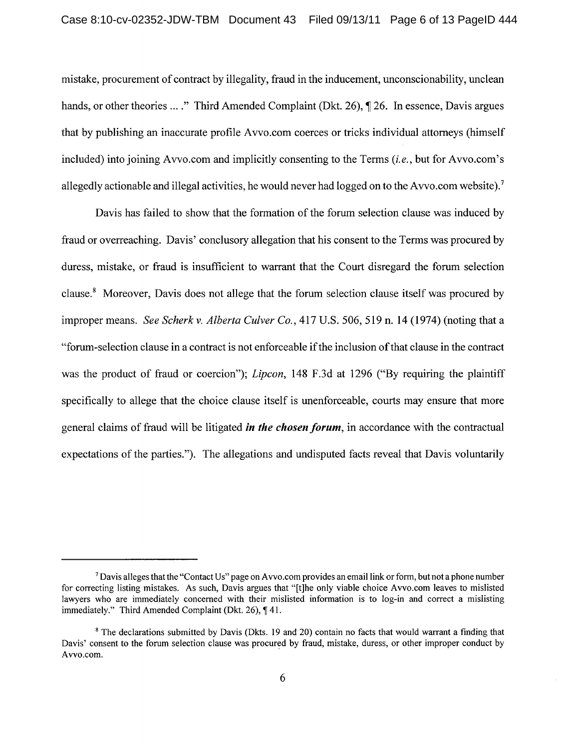mistake, procurement of contract by illegality, fraud in the inducement, unconscionability, unclean hands, or other theories ... ." Third Amended Complaint (Dkt. 26), ¶ 26. In essence, Davis argues that by publishing an inaccurate profile Avvo.com coerces or tricks individual attorneys (himself included) into joining Avvo.com and implicitly consenting to the Terms (*i.e.*, but for Avvo.com's allegedly actionable and illegal activities, he would never had logged on to the Avvo.com website).[7]

Davis has failed to show that the formation of the forum selection clause was induced by fraud or overreaching. Davis' conclusory allegation that his consent to the Terms was procured by duress, mistake, or fraud is insufficient to warrant that the Court disregard the forum selection clause.[8] Moreover, Davis does not allege that the forum selection clause itself was procured by improper means. *See Scherk v. Alberta Culver Co.*, 417 U.S. 506, 519 n. 14 (1974) (noting that a "forum-selection clause in a contract is not enforceable if the inclusion of that clause in the contract was the product of fraud or coercion"); *Lipcon*, 148 F.3d at 1296 ("By requiring the plaintiff specifically to allege that the choice clause itself is unenforceable, courts may ensure that more general claims of fraud will be litigated ***in the chosen forum***, in accordance with the contractual expectations of the parties."). The allegations and undisputed facts reveal that Davis voluntarily

---

[7] Davis alleges that the "Contact Us" page on Avvo.com provides an email link or form, but not a phone number for correcting listing mistakes. As such, Davis argues that "[t]he only viable choice Avvo.com leaves to mislisted lawyers who are immediately concerned with their mislisted information is to log-in and correct a mislisting immediately." Third Amended Complaint (Dkt. 26), ¶ 41.

[8] The declarations submitted by Davis (Dkts. 19 and 20) contain no facts that would warrant a finding that Davis' consent to the forum selection clause was procured by fraud, mistake, duress, or other improper conduct by Avvo.com.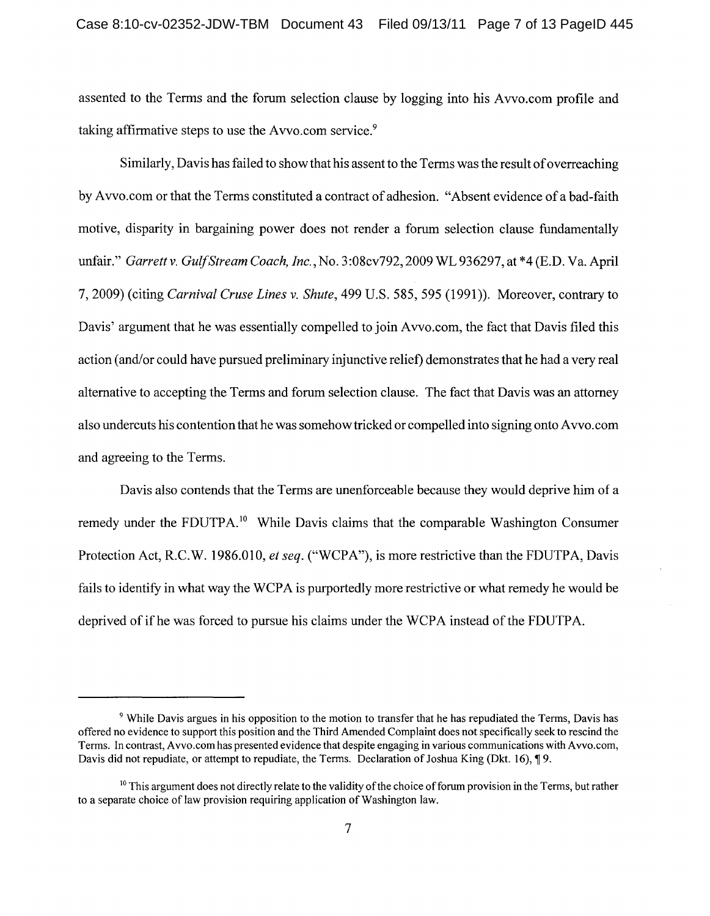assented to the Terms and the forum selection clause by logging into his Avvo.com profile and taking affirmative steps to use the Avvo.com service.[9]

Similarly, Davis has failed to show that his assent to the Terms was the result of overreaching by Avvo.com or that the Terms constituted a contract of adhesion. "Absent evidence of a bad-faith motive, disparity in bargaining power does not render a forum selection clause fundamentally unfair." *Garrett v. Gulf Stream Coach, Inc.*, No. 3:08cv792, 2009 WL 936297, at *4 (E.D. Va. April 7, 2009) (citing *Carnival Cruse Lines v. Shute*, 499 U.S. 585, 595 (1991)). Moreover, contrary to Davis' argument that he was essentially compelled to join Avvo.com, the fact that Davis filed this action (and/or could have pursued preliminary injunctive relief) demonstrates that he had a very real alternative to accepting the Terms and forum selection clause. The fact that Davis was an attorney also undercuts his contention that he was somehow tricked or compelled into signing onto Avvo.com and agreeing to the Terms.

Davis also contends that the Terms are unenforceable because they would deprive him of a remedy under the FDUTPA.[10] While Davis claims that the comparable Washington Consumer Protection Act, R.C.W. 1986.010, *et seq.* ("WCPA"), is more restrictive than the FDUTPA, Davis fails to identify in what way the WCPA is purportedly more restrictive or what remedy he would be deprived of if he was forced to pursue his claims under the WCPA instead of the FDUTPA.

---

[9] While Davis argues in his opposition to the motion to transfer that he has repudiated the Terms, Davis has offered no evidence to support this position and the Third Amended Complaint does not specifically seek to rescind the Terms. In contrast, Avvo.com has presented evidence that despite engaging in various communications with Avvo.com, Davis did not repudiate, or attempt to repudiate, the Terms. Declaration of Joshua King (Dkt. 16), ¶ 9.

[10] This argument does not directly relate to the validity of the choice of forum provision in the Terms, but rather to a separate choice of law provision requiring application of Washington law.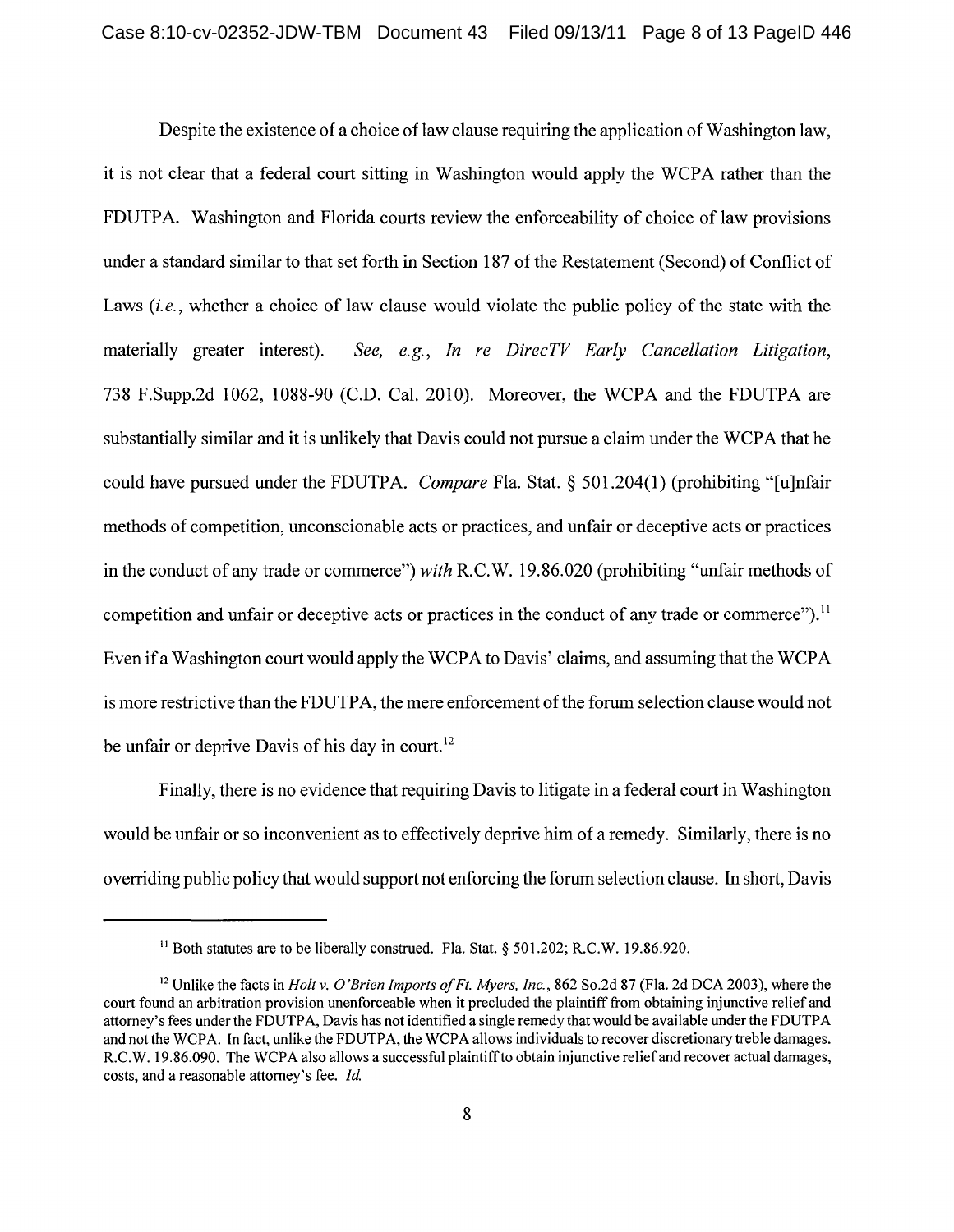Despite the existence of a choice of law clause requiring the application of Washington law, it is not clear that a federal court sitting in Washington would apply the WCPA rather than the FDUTPA. Washington and Florida courts review the enforceability of choice of law provisions under a standard similar to that set forth in Section 187 of the Restatement (Second) of Conflict of Laws (*i.e.*, whether a choice of law clause would violate the public policy of the state with the materially greater interest). *See, e.g., In re DirecTV Early Cancellation Litigation*, 738 F.Supp.2d 1062, 1088-90 (C.D. Cal. 2010). Moreover, the WCPA and the FDUTPA are substantially similar and it is unlikely that Davis could not pursue a claim under the WCPA that he could have pursued under the FDUTPA. *Compare* Fla. Stat. § 501.204(1) (prohibiting "[u]nfair methods of competition, unconscionable acts or practices, and unfair or deceptive acts or practices in the conduct of any trade or commerce") *with* R.C.W. 19.86.020 (prohibiting "unfair methods of competition and unfair or deceptive acts or practices in the conduct of any trade or commerce").[11] Even if a Washington court would apply the WCPA to Davis' claims, and assuming that the WCPA is more restrictive than the FDUTPA, the mere enforcement of the forum selection clause would not be unfair or deprive Davis of his day in court.[12]

Finally, there is no evidence that requiring Davis to litigate in a federal court in Washington would be unfair or so inconvenient as to effectively deprive him of a remedy. Similarly, there is no overriding public policy that would support not enforcing the forum selection clause. In short, Davis

---

[11] Both statutes are to be liberally construed. Fla. Stat. § 501.202; R.C.W. 19.86.920.

[12] Unlike the facts in *Holt v. O'Brien Imports of Ft. Myers, Inc.*, 862 So.2d 87 (Fla. 2d DCA 2003), where the court found an arbitration provision unenforceable when it precluded the plaintiff from obtaining injunctive relief and attorney's fees under the FDUTPA, Davis has not identified a single remedy that would be available under the FDUTPA and not the WCPA. In fact, unlike the FDUTPA, the WCPA allows individuals to recover discretionary treble damages. R.C.W. 19.86.090. The WCPA also allows a successful plaintiff to obtain injunctive relief and recover actual damages, costs, and a reasonable attorney's fee. *Id.*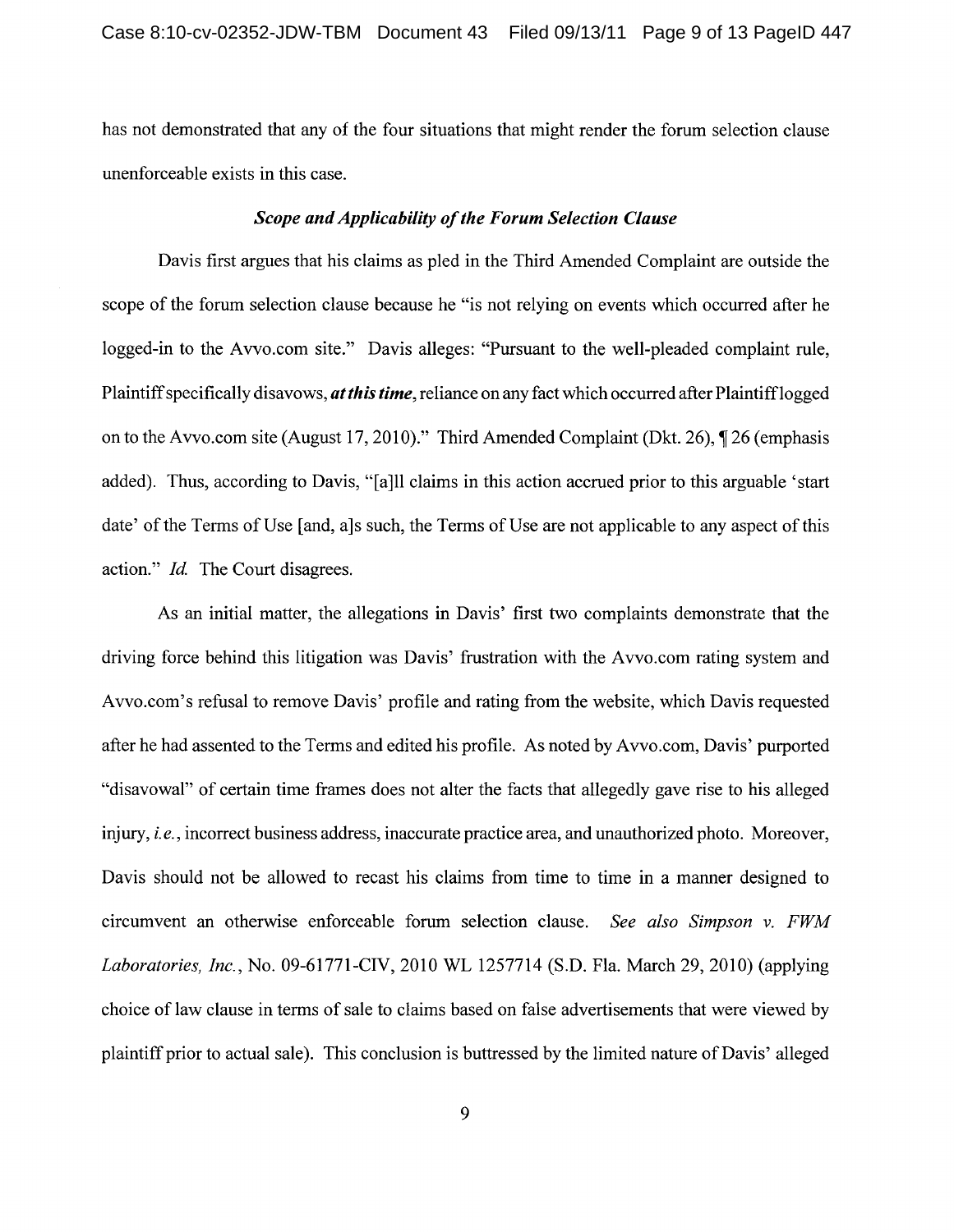has not demonstrated that any of the four situations that might render the forum selection clause unenforceable exists in this case.

### *Scope and Applicability of the Forum Selection Clause*

Davis first argues that his claims as pled in the Third Amended Complaint are outside the scope of the forum selection clause because he "is not relying on events which occurred after he logged-in to the Avvo.com site." Davis alleges: "Pursuant to the well-pleaded complaint rule, Plaintiff specifically disavows, ***at this time***, reliance on any fact which occurred after Plaintiff logged on to the Avvo.com site (August 17, 2010)." Third Amended Complaint (Dkt. 26), ¶ 26 (emphasis added). Thus, according to Davis, "[a]ll claims in this action accrued prior to this arguable 'start date' of the Terms of Use [and, a]s such, the Terms of Use are not applicable to any aspect of this action." *Id.* The Court disagrees.

As an initial matter, the allegations in Davis' first two complaints demonstrate that the driving force behind this litigation was Davis' frustration with the Avvo.com rating system and Avvo.com's refusal to remove Davis' profile and rating from the website, which Davis requested after he had assented to the Terms and edited his profile. As noted by Avvo.com, Davis' purported "disavowal" of certain time frames does not alter the facts that allegedly gave rise to his alleged injury, *i.e.*, incorrect business address, inaccurate practice area, and unauthorized photo. Moreover, Davis should not be allowed to recast his claims from time to time in a manner designed to circumvent an otherwise enforceable forum selection clause. *See also Simpson v. FWM Laboratories, Inc.*, No. 09-61771-CIV, 2010 WL 1257714 (S.D. Fla. March 29, 2010) (applying choice of law clause in terms of sale to claims based on false advertisements that were viewed by plaintiff prior to actual sale). This conclusion is buttressed by the limited nature of Davis' alleged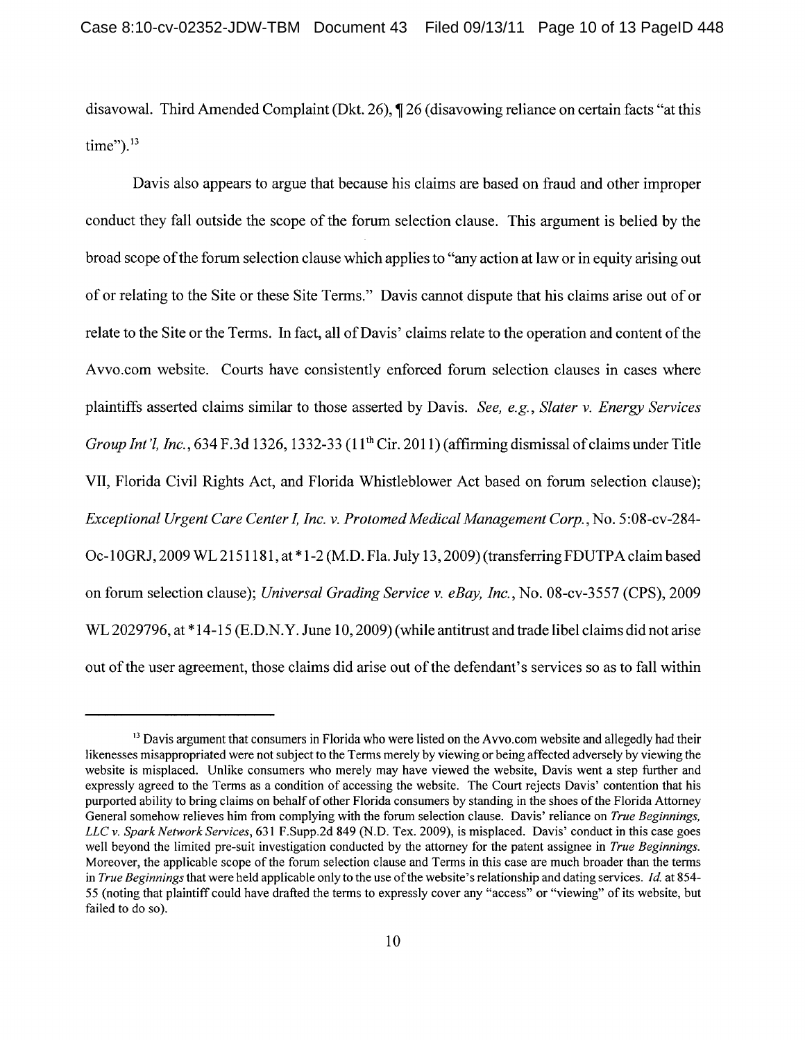disavowal. Third Amended Complaint (Dkt. 26), ¶ 26 (disavowing reliance on certain facts "at this time").[13]

Davis also appears to argue that because his claims are based on fraud and other improper conduct they fall outside the scope of the forum selection clause. This argument is belied by the broad scope of the forum selection clause which applies to "any action at law or in equity arising out of or relating to the Site or these Site Terms." Davis cannot dispute that his claims arise out of or relate to the Site or the Terms. In fact, all of Davis' claims relate to the operation and content of the Avvo.com website. Courts have consistently enforced forum selection clauses in cases where plaintiffs asserted claims similar to those asserted by Davis. *See, e.g.*, *Slater v. Energy Services Group Int'l, Inc.*, 634 F.3d 1326, 1332-33 (11th Cir. 2011) (affirming dismissal of claims under Title VII, Florida Civil Rights Act, and Florida Whistleblower Act based on forum selection clause); *Exceptional Urgent Care Center I, Inc. v. Protomed Medical Management Corp.*, No. 5:08-cv-284-Oc-10GRJ, 2009 WL 2151181, at *1-2 (M.D. Fla. July 13, 2009) (transferring FDUTPA claim based on forum selection clause); *Universal Grading Service v. eBay, Inc.*, No. 08-cv-3557 (CPS), 2009 WL 2029796, at *14-15 (E.D.N.Y. June 10, 2009) (while antitrust and trade libel claims did not arise out of the user agreement, those claims did arise out of the defendant's services so as to fall within

---

[13] Davis argument that consumers in Florida who were listed on the Avvo.com website and allegedly had their likenesses misappropriated were not subject to the Terms merely by viewing or being affected adversely by viewing the website is misplaced. Unlike consumers who merely may have viewed the website, Davis went a step further and expressly agreed to the Terms as a condition of accessing the website. The Court rejects Davis' contention that his purported ability to bring claims on behalf of other Florida consumers by standing in the shoes of the Florida Attorney General somehow relieves him from complying with the forum selection clause. Davis' reliance on *True Beginnings, LLC v. Spark Network Services*, 631 F.Supp.2d 849 (N.D. Tex. 2009), is misplaced. Davis' conduct in this case goes well beyond the limited pre-suit investigation conducted by the attorney for the patent assignee in *True Beginnings*. Moreover, the applicable scope of the forum selection clause and Terms in this case are much broader than the terms in *True Beginnings* that were held applicable only to the use of the website's relationship and dating services. *Id.* at 854-55 (noting that plaintiff could have drafted the terms to expressly cover any "access" or "viewing" of its website, but failed to do so).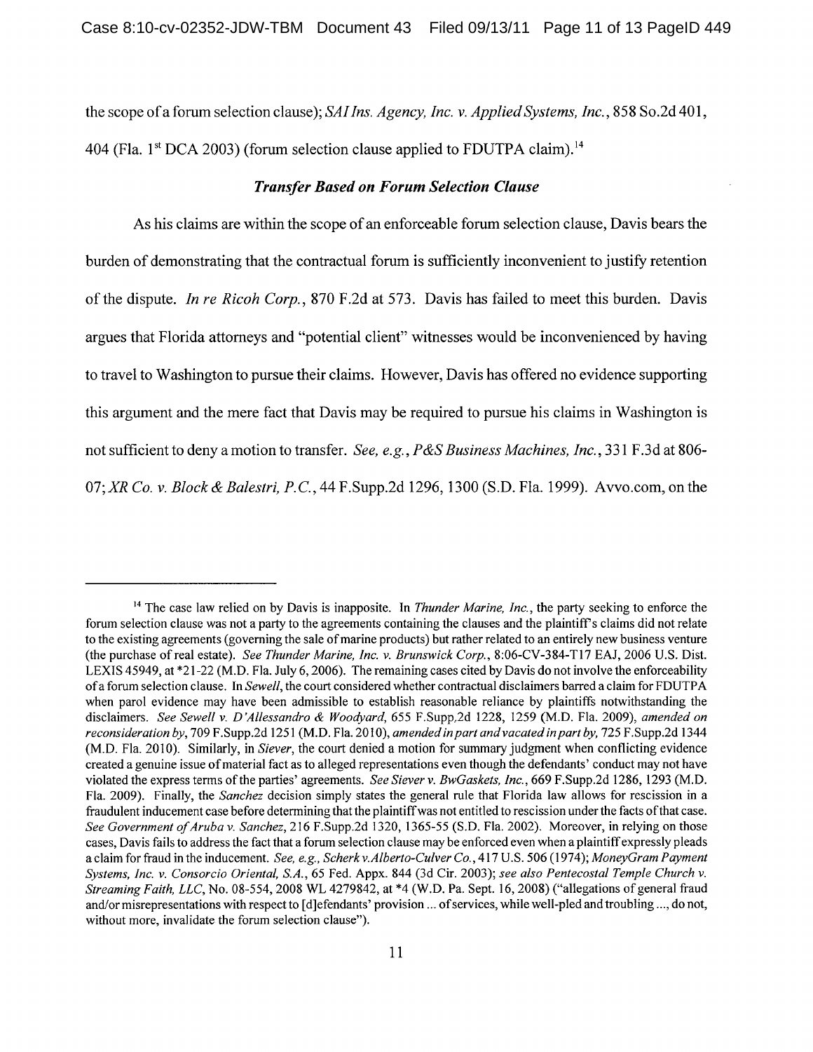the scope of a forum selection clause); *SAI Ins. Agency, Inc. v. Applied Systems, Inc.*, 858 So.2d 401, 404 (Fla. 1st DCA 2003) (forum selection clause applied to FDUTPA claim).[14]

### *Transfer Based on Forum Selection Clause*

As his claims are within the scope of an enforceable forum selection clause, Davis bears the burden of demonstrating that the contractual forum is sufficiently inconvenient to justify retention of the dispute. *In re Ricoh Corp.*, 870 F.2d at 573. Davis has failed to meet this burden. Davis argues that Florida attorneys and "potential client" witnesses would be inconvenienced by having to travel to Washington to pursue their claims. However, Davis has offered no evidence supporting this argument and the mere fact that Davis may be required to pursue his claims in Washington is not sufficient to deny a motion to transfer. *See, e.g., P&S Business Machines, Inc.*, 331 F.3d at 806-07; *XR Co. v. Block & Balestri, P.C.*, 44 F.Supp.2d 1296, 1300 (S.D. Fla. 1999). Avvo.com, on the

---

[14] The case law relied on by Davis is inapposite. In *Thunder Marine, Inc.*, the party seeking to enforce the forum selection clause was not a party to the agreements containing the clauses and the plaintiff's claims did not relate to the existing agreements (governing the sale of marine products) but rather related to an entirely new business venture (the purchase of real estate). *See Thunder Marine, Inc. v. Brunswick Corp.*, 8:06-CV-384-T17 EAJ, 2006 U.S. Dist. LEXIS 45949, at *21-22 (M.D. Fla. July 6, 2006). The remaining cases cited by Davis do not involve the enforceability of a forum selection clause. In *Sewell*, the court considered whether contractual disclaimers barred a claim for FDUTPA when parol evidence may have been admissible to establish reasonable reliance by plaintiffs notwithstanding the disclaimers. *See Sewell v. D'Allessandro & Woodyard*, 655 F.Supp.2d 1228, 1259 (M.D. Fla. 2009), *amended on reconsideration by*, 709 F.Supp.2d 1251 (M.D. Fla. 2010), *amended in part and vacated in part by*, 725 F.Supp.2d 1344 (M.D. Fla. 2010). Similarly, in *Siever*, the court denied a motion for summary judgment when conflicting evidence created a genuine issue of material fact as to alleged representations even though the defendants' conduct may not have violated the express terms of the parties' agreements. *See Siever v. BwGaskets, Inc.*, 669 F.Supp.2d 1286, 1293 (M.D. Fla. 2009). Finally, the *Sanchez* decision simply states the general rule that Florida law allows for rescission in a fraudulent inducement case before determining that the plaintiff was not entitled to rescission under the facts of that case. *See Government of Aruba v. Sanchez*, 216 F.Supp.2d 1320, 1365-55 (S.D. Fla. 2002). Moreover, in relying on those cases, Davis fails to address the fact that a forum selection clause may be enforced even when a plaintiff expressly pleads a claim for fraud in the inducement. *See, e.g., Scherk v. Alberto-Culver Co.*, 417 U.S. 506 (1974); *MoneyGram Payment Systems, Inc. v. Consorcio Oriental, S.A.*, 65 Fed. Appx. 844 (3d Cir. 2003); *see also Pentecostal Temple Church v. Streaming Faith, LLC*, No. 08-554, 2008 WL 4279842, at *4 (W.D. Pa. Sept. 16, 2008) ("allegations of general fraud and/or misrepresentations with respect to [d]efendants' provision ... of services, while well-pled and troubling ..., do not, without more, invalidate the forum selection clause").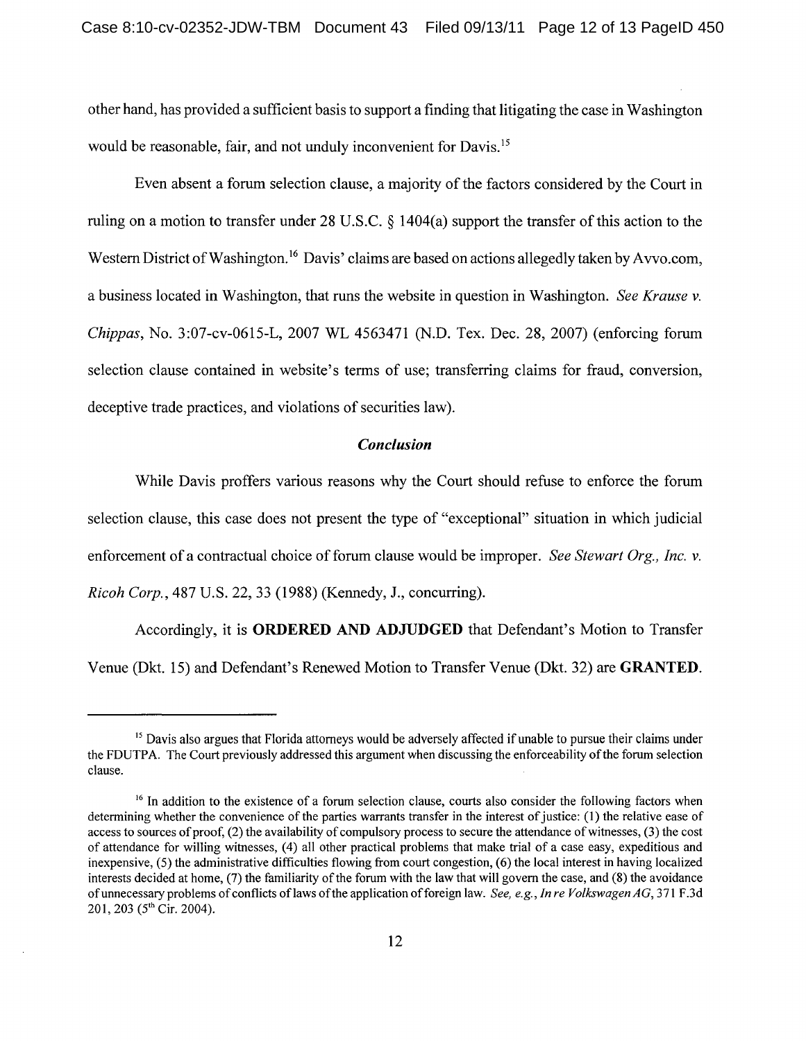other hand, has provided a sufficient basis to support a finding that litigating the case in Washington would be reasonable, fair, and not unduly inconvenient for Davis.[15]

Even absent a forum selection clause, a majority of the factors considered by the Court in ruling on a motion to transfer under 28 U.S.C. § 1404(a) support the transfer of this action to the Western District of Washington.[16] Davis' claims are based on actions allegedly taken by Avvo.com, a business located in Washington, that runs the website in question in Washington. *See Krause v. Chippas*, No. 3:07-cv-0615-L, 2007 WL 4563471 (N.D. Tex. Dec. 28, 2007) (enforcing forum selection clause contained in website's terms of use; transferring claims for fraud, conversion, deceptive trade practices, and violations of securities law).

### *Conclusion*

While Davis proffers various reasons why the Court should refuse to enforce the forum selection clause, this case does not present the type of "exceptional" situation in which judicial enforcement of a contractual choice of forum clause would be improper. *See Stewart Org., Inc. v. Ricoh Corp.*, 487 U.S. 22, 33 (1988) (Kennedy, J., concurring).

Accordingly, it is **ORDERED AND ADJUDGED** that Defendant's Motion to Transfer Venue (Dkt. 15) and Defendant's Renewed Motion to Transfer Venue (Dkt. 32) are **GRANTED**.

---

[15] Davis also argues that Florida attorneys would be adversely affected if unable to pursue their claims under the FDUTPA. The Court previously addressed this argument when discussing the enforceability of the forum selection clause.

[16] In addition to the existence of a forum selection clause, courts also consider the following factors when determining whether the convenience of the parties warrants transfer in the interest of justice: (1) the relative ease of access to sources of proof, (2) the availability of compulsory process to secure the attendance of witnesses, (3) the cost of attendance for willing witnesses, (4) all other practical problems that make trial of a case easy, expeditious and inexpensive, (5) the administrative difficulties flowing from court congestion, (6) the local interest in having localized interests decided at home, (7) the familiarity of the forum with the law that will govern the case, and (8) the avoidance of unnecessary problems of conflicts of laws of the application of foreign law. *See, e.g., In re Volkswagen AG*, 371 F.3d 201, 203 (5th Cir. 2004).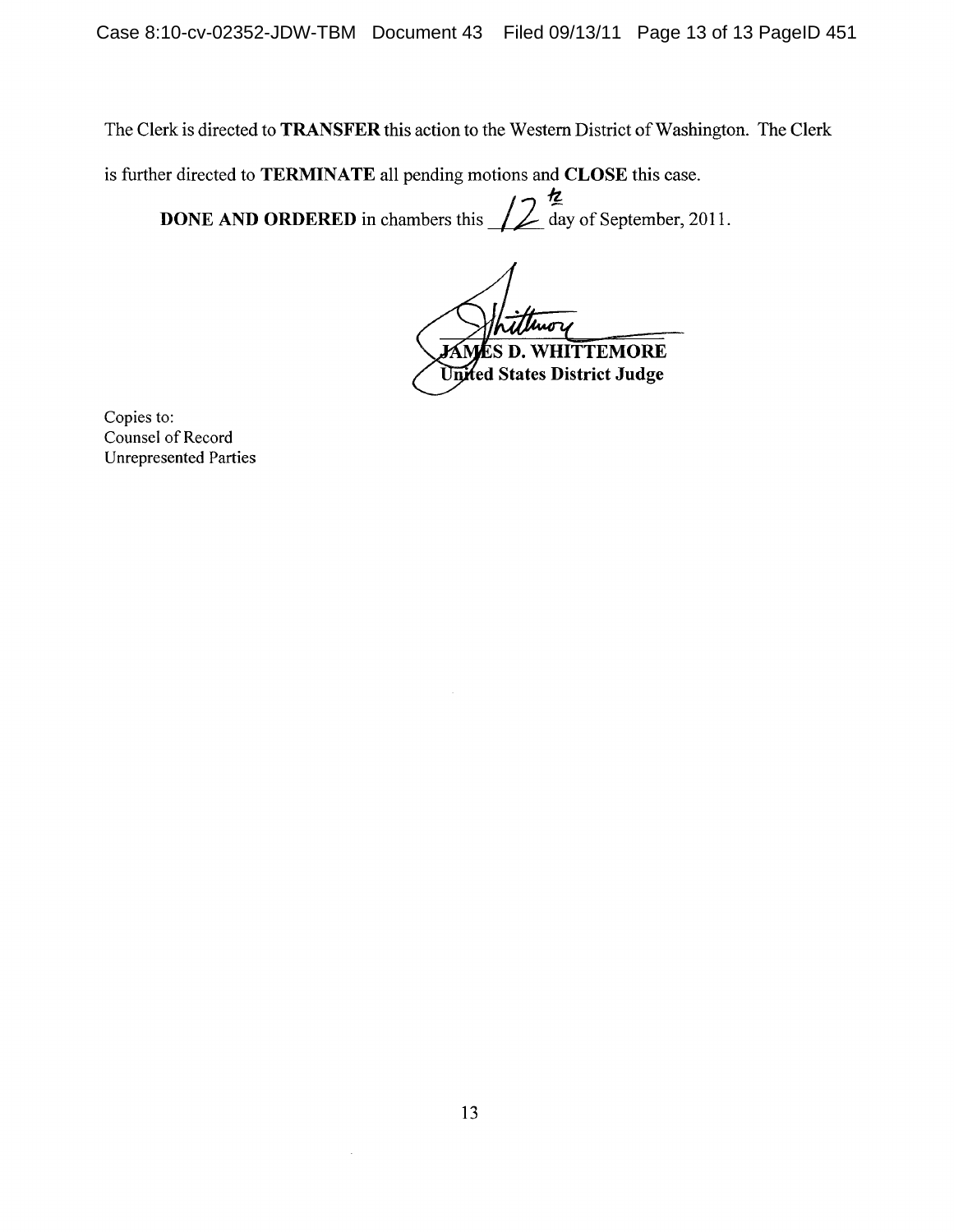The Clerk is directed to **TRANSFER** this action to the Western District of Washington. The Clerk is further directed to **TERMINATE** all pending motions and **CLOSE** this case.

**DONE AND ORDERED** in chambers this 12th day of September, 2011.

**JAMES D. WHITTEMORE**
**United States District Judge**

Copies to:
Counsel of Record
Unrepresented Parties